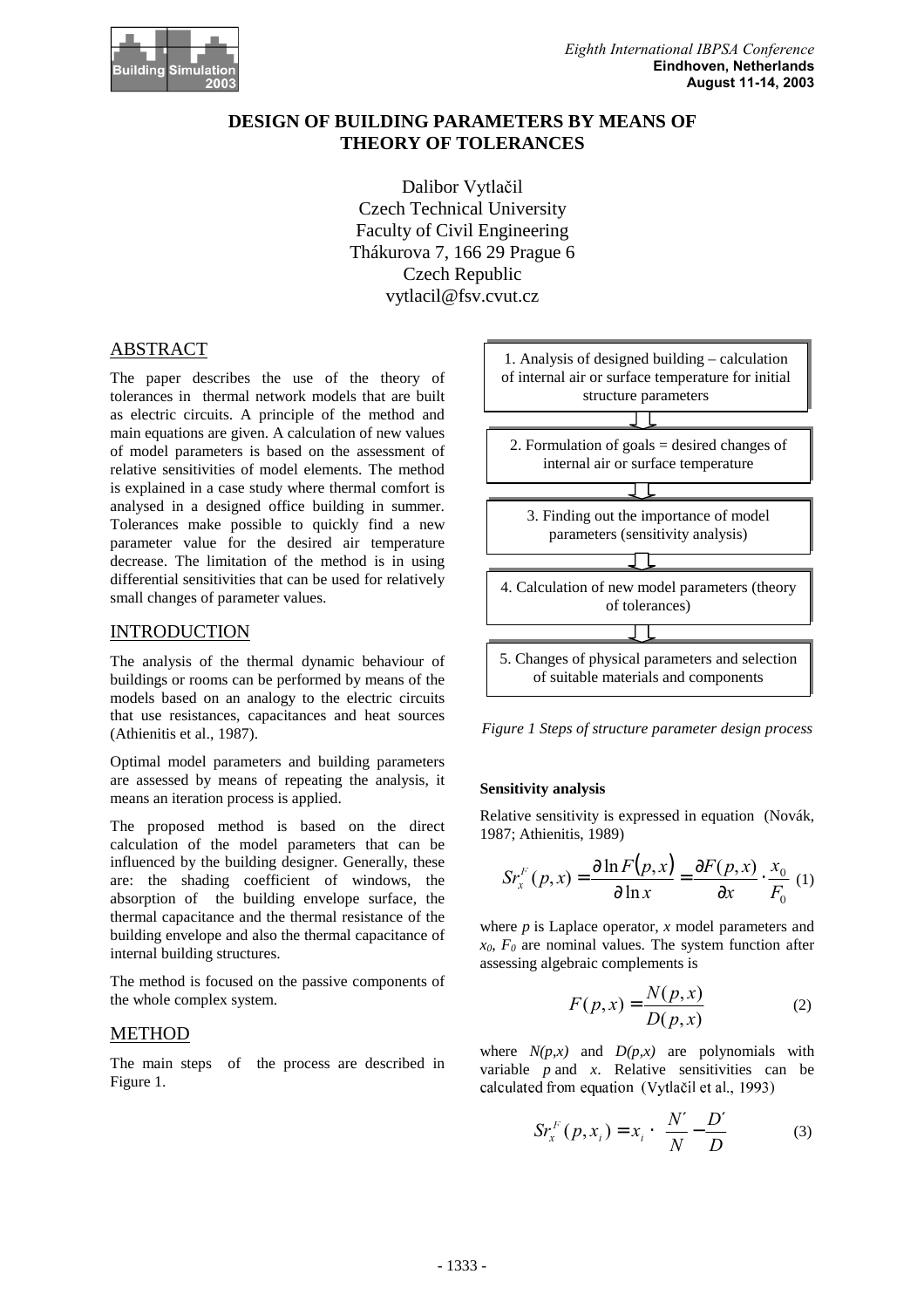# DESIGN OF BUILDING PARAMETERS BY MEANS OF THEORY OF TOLERANCES

Dalibor Vytlačil
Czech Technical University
Faculty of Civil Engineering
Thákurova 7, 166 29 Prague 6
Czech Republic
vytlacil@fsv.cvut.cz

## ABSTRACT

The paper describes the use of the theory of tolerances in thermal network models that are built as electric circuits. A principle of the method and main equations are given. A calculation of new values of model parameters is based on the assessment of relative sensitivities of model elements. The method is explained in a case study where thermal comfort is analysed in a designed office building in summer. Tolerances make possible to quickly find a new parameter value for the desired air temperature decrease. The limitation of the method is in using differential sensitivities that can be used for relatively small changes of parameter values.

## INTRODUCTION

The analysis of the thermal dynamic behaviour of buildings or rooms can be performed by means of the models based on an analogy to the electric circuits that use resistances, capacitances and heat sources (Athienitis et al., 1987).

Optimal model parameters and building parameters are assessed by means of repeating the analysis, it means an iteration process is applied.

The proposed method is based on the direct calculation of the model parameters that can be influenced by the building designer. Generally, these are: the shading coefficient of windows, the absorption of the building envelope surface, the thermal capacitance and the thermal resistance of the building envelope and also the thermal capacitance of internal building structures.

The method is focused on the passive components of the whole complex system.

## METHOD

The main steps of the process are described in Figure 1.

1. Analysis of designed building – calculation of internal air or surface temperature for initial structure parameters
2. Formulation of goals = desired changes of internal air or surface temperature
3. Finding out the importance of model parameters (sensitivity analysis)
4. Calculation of new model parameters (theory of tolerances)
5. Changes of physical parameters and selection of suitable materials and components

*Figure 1 Steps of structure parameter design process*

### Sensitivity analysis

Relative sensitivity is expressed in equation (Novák, 1987; Athienitis, 1989)

$$Sr_x^F(p,x) = \frac{\partial \ln F(p,x)}{\partial \ln x} = \frac{\partial F(p,x)}{\partial x} \cdot \frac{x_0}{F_0} \quad (1)$$

where $p$ is Laplace operator, $x$ model parameters and $x_0$, $F_0$ are nominal values. The system function after assessing algebraic complements is

$$F(p,x) = \frac{N(p,x)}{D(p,x)} \quad (2)$$

where $N(p,x)$ and $D(p,x)$ are polynomials with variable $p$ and $x$. Relative sensitivities can be calculated from equation (Vytlačil et al., 1993)

$$Sr_x^F(p,x_i) = x_i \cdot \left( \frac{N'}{N} - \frac{D'}{D} \right) \quad (3)$$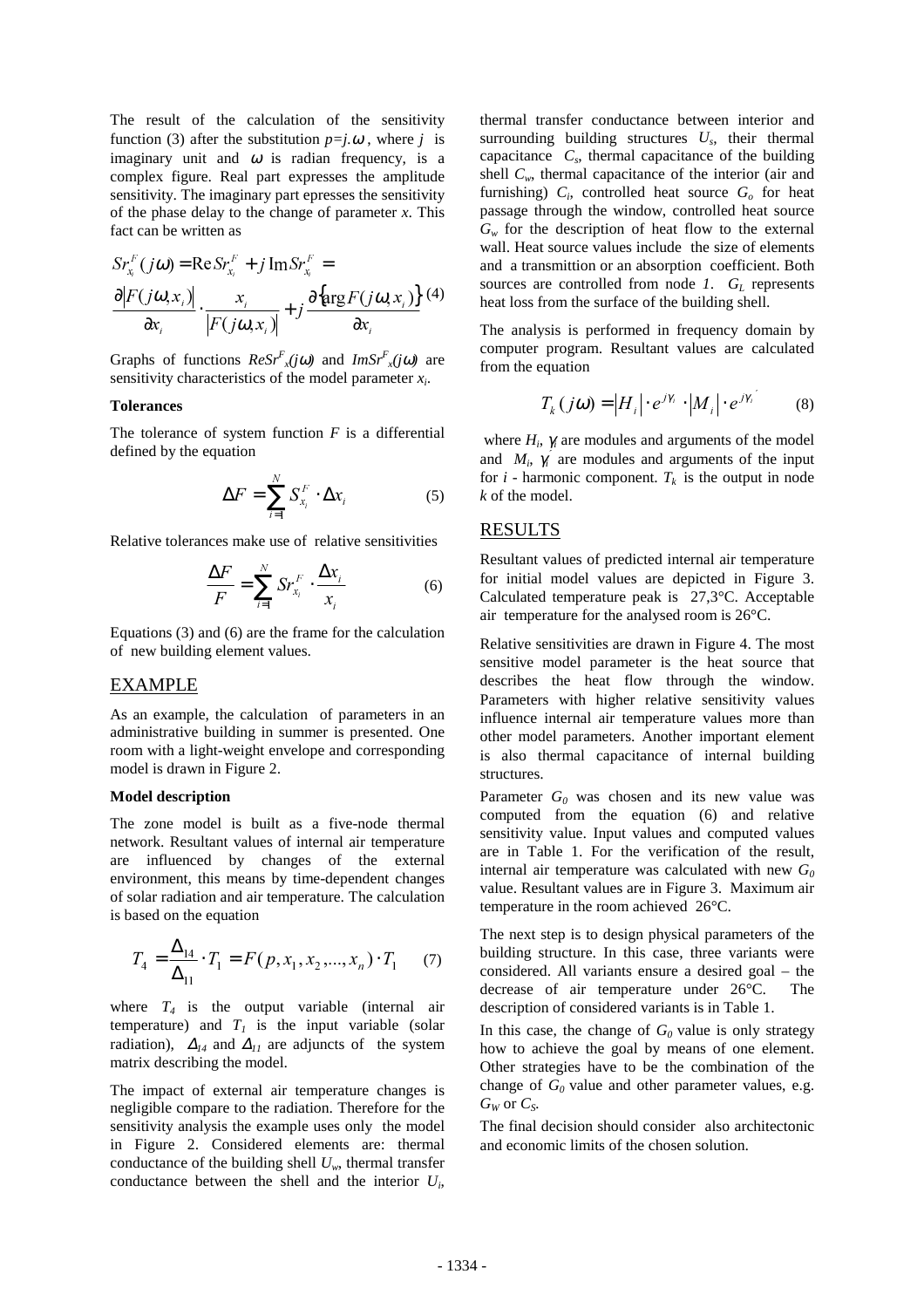The result of the calculation of the sensitivity function (3) after the substitution $p=j.\omega$ , where $j$ is imaginary unit and $\omega$ is radian frequency, is a complex figure. Real part expresses the amplitude sensitivity. The imaginary part epresses the sensitivity of the phase delay to the change of parameter $x$. This fact can be written as

$$Sr_{x_i}^{F}(j\omega) = \mathrm{Re}\, Sr_{x_i}^{F} + j\, \mathrm{Im}\, Sr_{x_i}^{F} = \frac{\partial |F(j\omega, x_i)|}{\partial x_i} \cdot \frac{x_i}{|F(j\omega, x_i)|} + j \frac{\partial \{\arg F(j\omega, x_i)\}}{\partial x_i} \quad (4)$$

Graphs of functions $ReSr^{F}_{x}(j\omega)$ and $ImSr^{F}_{x}(j\omega)$ are sensitivity characteristics of the model parameter $x_i$.

### Tolerances

The tolerance of system function $F$ is a differential defined by the equation

$$\Delta F = \sum_{i=1}^{N} S_{x_i}^{F} \cdot \Delta x_i \quad (5)$$

Relative tolerances make use of relative sensitivities

$$\frac{\Delta F}{F} = \sum_{i=1}^{N} Sr_{x_i}^{F} \cdot \frac{\Delta x_i}{x_i} \quad (6)$$

Equations (3) and (6) are the frame for the calculation of new building element values.

## EXAMPLE

As an example, the calculation of parameters in an administrative building in summer is presented. One room with a light-weight envelope and corresponding model is drawn in Figure 2.

### Model description

The zone model is built as a five-node thermal network. Resultant values of internal air temperature are influenced by changes of the external environment, this means by time-dependent changes of solar radiation and air temperature. The calculation is based on the equation

$$T_4 = \frac{\Delta_{14}}{\Delta_{11}} \cdot T_1 = F(p, x_1, x_2, ..., x_n) \cdot T_1 \quad (7)$$

where $T_4$ is the output variable (internal air temperature) and $T_1$ is the input variable (solar radiation), $\Delta_{14}$ and $\Delta_{11}$ are adjuncts of the system matrix describing the model.

The impact of external air temperature changes is negligible compare to the radiation. Therefore for the sensitivity analysis the example uses only the model in Figure 2. Considered elements are: thermal conductance of the building shell $U_w$, thermal transfer conductance between the shell and the interior $U_i$, thermal transfer conductance between interior and surrounding building structures $U_s$, their thermal capacitance $C_s$, thermal capacitance of the building shell $C_w$, thermal capacitance of the interior (air and furnishing) $C_i$, controlled heat source $G_o$ for heat passage through the window, controlled heat source $G_w$ for the description of heat flow to the external wall. Heat source values include the size of elements and a transmittion or an absorption coefficient. Both sources are controlled from node *1*. $G_L$ represents heat loss from the surface of the building shell.

The analysis is performed in frequency domain by computer program. Resultant values are calculated from the equation

$$T_k(j\omega) = |H_i| \cdot e^{j\gamma_i} \cdot |M_i| \cdot e^{j\gamma_i'} \quad (8)$$

where $H_i$, $\gamma_i$ are modules and arguments of the model and $M_i$, $\gamma_i'$ are modules and arguments of the input for $i$ - harmonic component. $T_k$ is the output in node $k$ of the model.

## RESULTS

Resultant values of predicted internal air temperature for initial model values are depicted in Figure 3. Calculated temperature peak is 27,3°C. Acceptable air temperature for the analysed room is 26°C.

Relative sensitivities are drawn in Figure 4. The most sensitive model parameter is the heat source that describes the heat flow through the window. Parameters with higher relative sensitivity values influence internal air temperature values more than other model parameters. Another important element is also thermal capacitance of internal building structures.

Parameter $G_0$ was chosen and its new value was computed from the equation (6) and relative sensitivity value. Input values and computed values are in Table 1. For the verification of the result, internal air temperature was calculated with new $G_0$ value. Resultant values are in Figure 3. Maximum air temperature in the room achieved 26°C.

The next step is to design physical parameters of the building structure. In this case, three variants were considered. All variants ensure a desired goal – the decrease of air temperature under 26°C. The description of considered variants is in Table 1.

In this case, the change of $G_0$ value is only strategy how to achieve the goal by means of one element. Other strategies have to be the combination of the change of $G_0$ value and other parameter values, e.g. $G_W$ or $C_S$.

The final decision should consider also architectonic and economic limits of the chosen solution.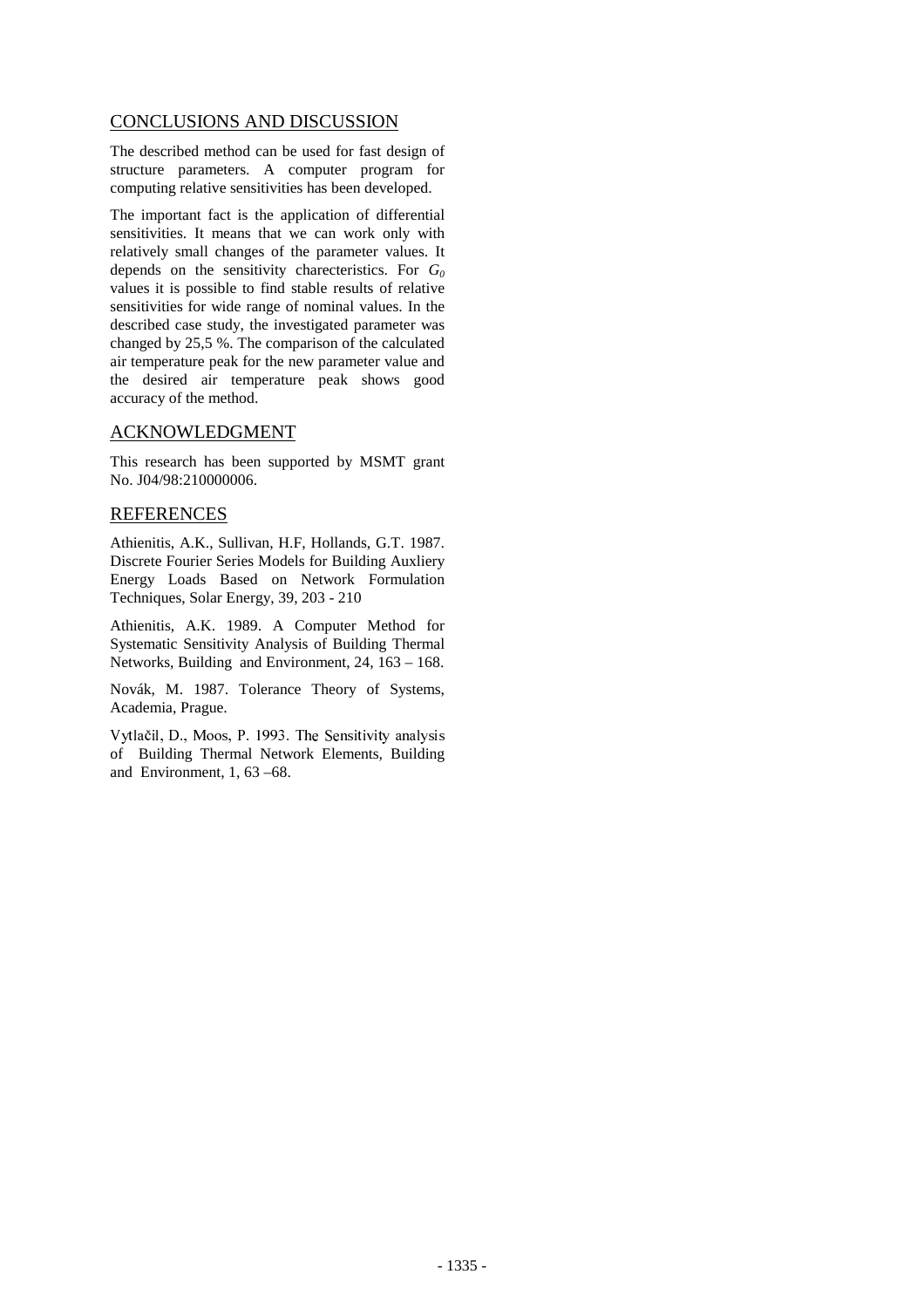## CONCLUSIONS AND DISCUSSION

The described method can be used for fast design of structure parameters. A computer program for computing relative sensitivities has been developed.

The important fact is the application of differential sensitivities. It means that we can work only with relatively small changes of the parameter values. It depends on the sensitivity charecteristics. For $G_0$ values it is possible to find stable results of relative sensitivities for wide range of nominal values. In the described case study, the investigated parameter was changed by 25,5 %. The comparison of the calculated air temperature peak for the new parameter value and the desired air temperature peak shows good accuracy of the method.

## ACKNOWLEDGMENT

This research has been supported by MSMT grant No. J04/98:210000006.

## REFERENCES

Athienitis, A.K., Sullivan, H.F, Hollands, G.T. 1987. Discrete Fourier Series Models for Building Auxliery Energy Loads Based on Network Formulation Techniques, Solar Energy, 39, 203 - 210

Athienitis, A.K. 1989. A Computer Method for Systematic Sensitivity Analysis of Building Thermal Networks, Building and Environment, 24, 163 – 168.

Novák, M. 1987. Tolerance Theory of Systems, Academia, Prague.

Vytlačil, D., Moos, P. 1993. The Sensitivity analysis of Building Thermal Network Elements, Building and Environment, 1, 63 –68.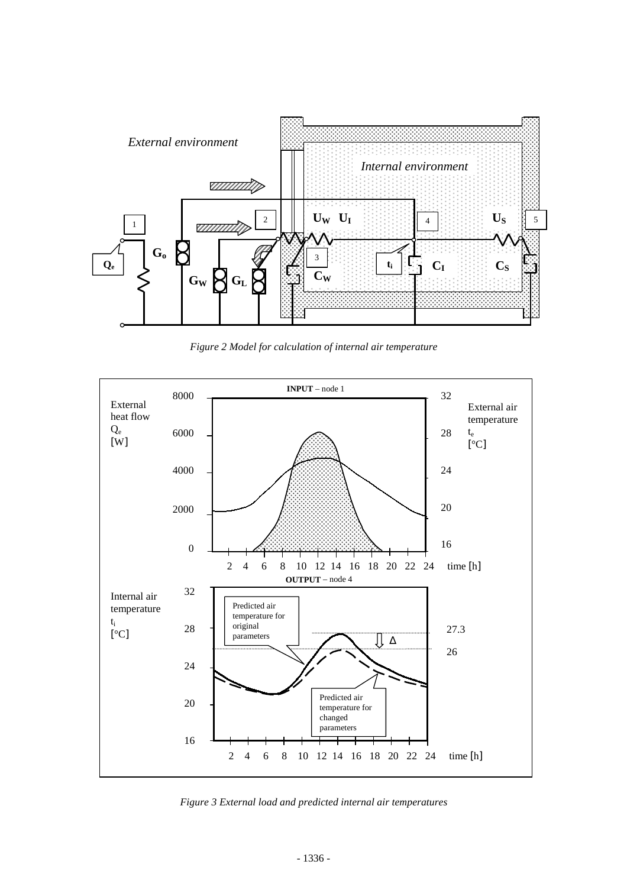*Figure 2 Model for calculation of internal air temperature*

*Figure 3 External load and predicted internal air temperatures*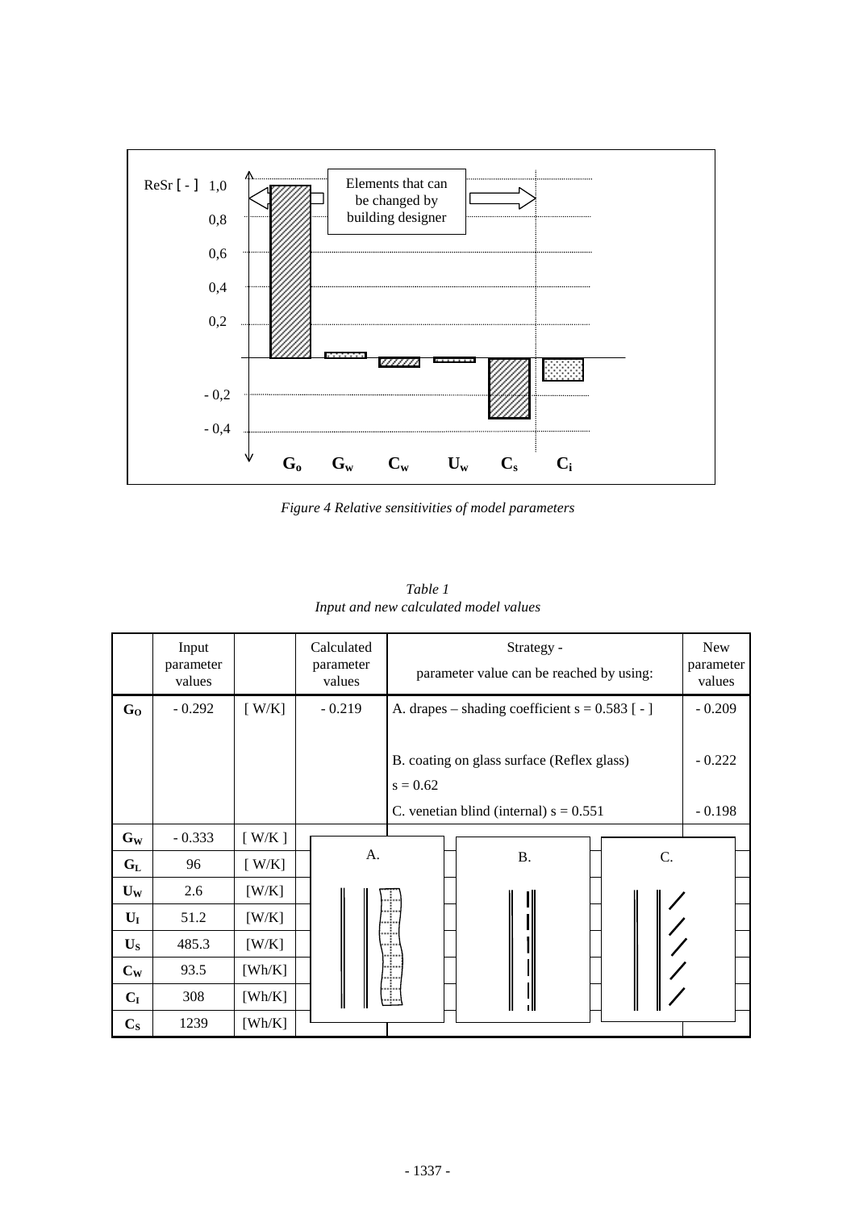ReSr [ - ]

1,0

0,8

0,6

0,4

0,2

- 0,2

- 0,4

Elements that can be changed by building designer

$G_o$ $G_w$ $C_w$ $U_w$ $C_s$ $C_i$

*Figure 4 Relative sensitivities of model parameters*

*Table 1*
*Input and new calculated model values*

| | Input parameter values | | Calculated parameter values | Strategy - parameter value can be reached by using: | New parameter values |
|---|---|---|---|---|---|
| $G_O$ | - 0.292 | [ W/K] | - 0.219 | A. drapes – shading coefficient s = 0.583 [ - ] | - 0.209 |
| | | | | B. coating on glass surface (Reflex glass) s = 0.62 | - 0.222 |
| | | | | C. venetian blind (internal) s = 0.551 | - 0.198 |
| $G_W$ | - 0.333 | [ W/K ] | | | |
| $G_L$ | 96 | [ W/K] | | | |
| $U_W$ | 2.6 | [W/K] | | | |
| $U_I$ | 51.2 | [W/K] | | | |
| $U_S$ | 485.3 | [W/K] | | | |
| $C_W$ | 93.5 | [Wh/K] | | | |
| $C_I$ | 308 | [Wh/K] | | | |
| $C_S$ | 1239 | [Wh/K] | | | |

A. B. C.